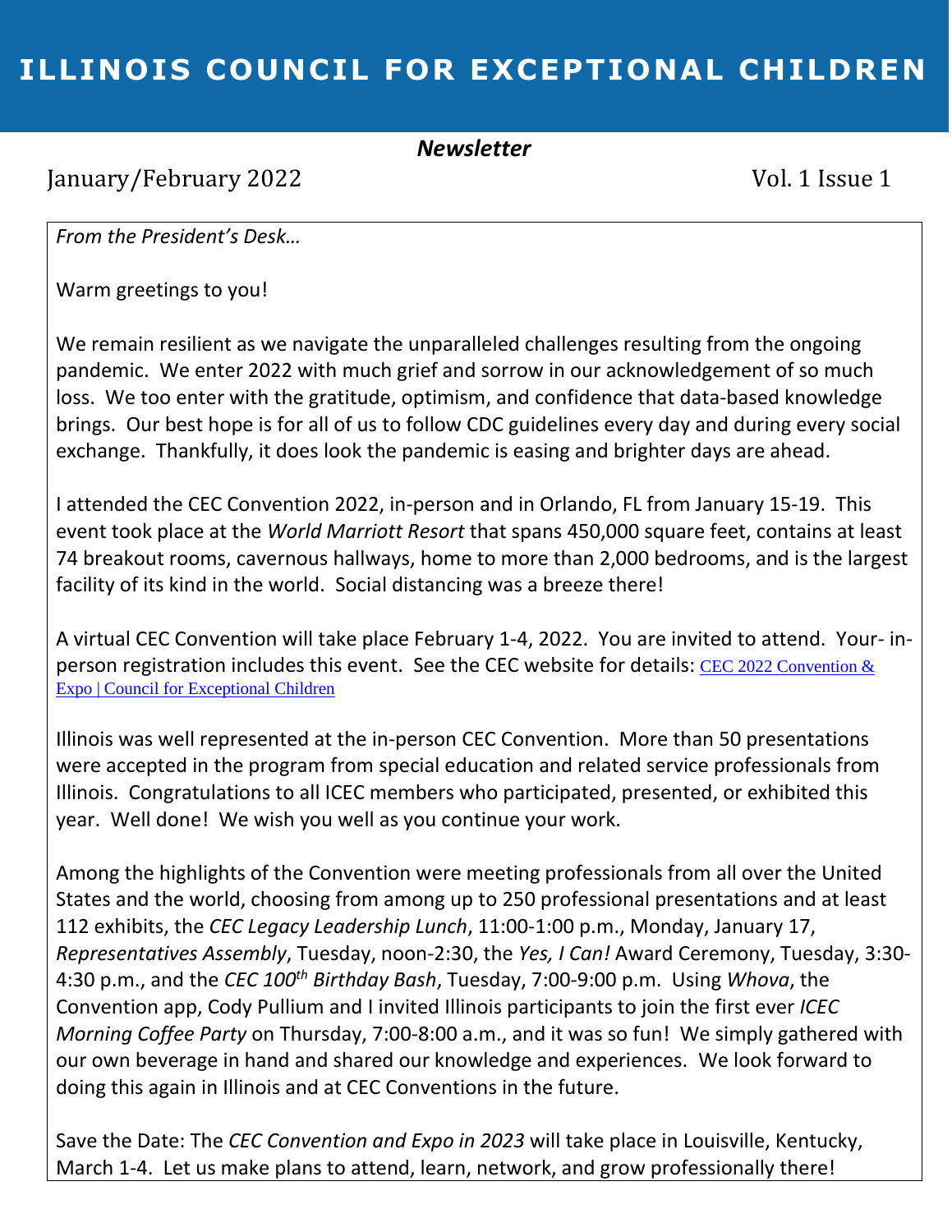# ILLINOIS COUNCIL FOR EXCEPTIONAL CHILDREN

***Newsletter***

January/February 2022 Vol. 1 Issue 1

*From the President's Desk…*

Warm greetings to you!

We remain resilient as we navigate the unparalleled challenges resulting from the ongoing pandemic. We enter 2022 with much grief and sorrow in our acknowledgement of so much loss. We too enter with the gratitude, optimism, and confidence that data-based knowledge brings. Our best hope is for all of us to follow CDC guidelines every day and during every social exchange. Thankfully, it does look the pandemic is easing and brighter days are ahead.

I attended the CEC Convention 2022, in-person and in Orlando, FL from January 15-19. This event took place at the *World Marriott Resort* that spans 450,000 square feet, contains at least 74 breakout rooms, cavernous hallways, home to more than 2,000 bedrooms, and is the largest facility of its kind in the world. Social distancing was a breeze there!

A virtual CEC Convention will take place February 1-4, 2022. You are invited to attend. Your- in-person registration includes this event. See the CEC website for details: CEC 2022 Convention & Expo | Council for Exceptional Children

Illinois was well represented at the in-person CEC Convention. More than 50 presentations were accepted in the program from special education and related service professionals from Illinois. Congratulations to all ICEC members who participated, presented, or exhibited this year. Well done! We wish you well as you continue your work.

Among the highlights of the Convention were meeting professionals from all over the United States and the world, choosing from among up to 250 professional presentations and at least 112 exhibits, the *CEC Legacy Leadership Lunch*, 11:00-1:00 p.m., Monday, January 17, *Representatives Assembly*, Tuesday, noon-2:30, the *Yes, I Can!* Award Ceremony, Tuesday, 3:30-4:30 p.m., and the *CEC 100th Birthday Bash*, Tuesday, 7:00-9:00 p.m. Using *Whova*, the Convention app, Cody Pullium and I invited Illinois participants to join the first ever *ICEC Morning Coffee Party* on Thursday, 7:00-8:00 a.m., and it was so fun! We simply gathered with our own beverage in hand and shared our knowledge and experiences. We look forward to doing this again in Illinois and at CEC Conventions in the future.

Save the Date: The *CEC Convention and Expo in 2023* will take place in Louisville, Kentucky, March 1-4. Let us make plans to attend, learn, network, and grow professionally there!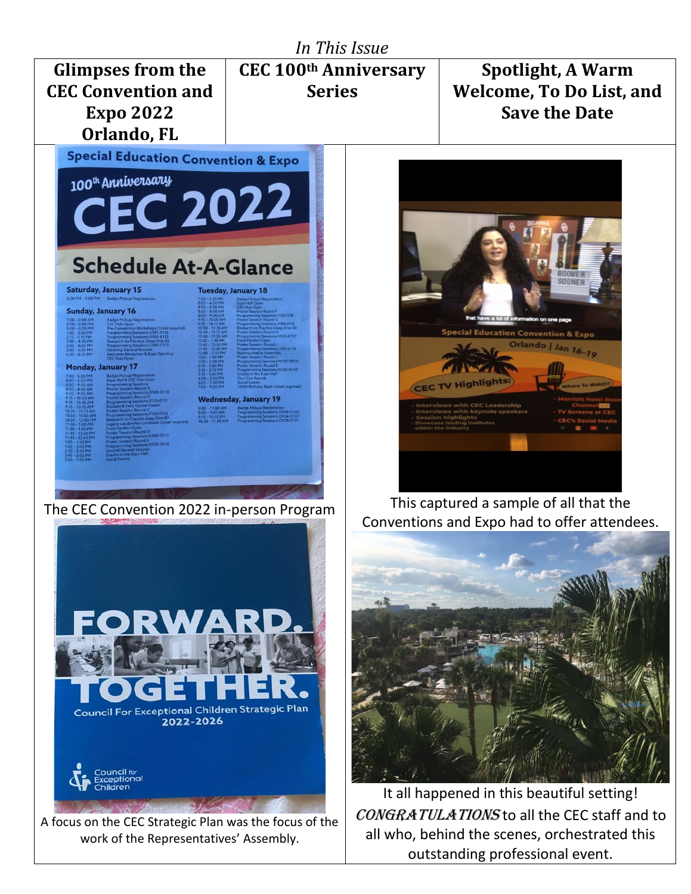*In This Issue*

| Glimpses from the CEC Convention and Expo 2022 Orlando, FL | CEC 100th Anniversary Series | Spotlight, A Warm Welcome, To Do List, and Save the Date |
| --- | --- | --- |

The CEC Convention 2022 in-person Program

This captured a sample of all that the Conventions and Expo had to offer attendees.

A focus on the CEC Strategic Plan was the focus of the work of the Representatives' Assembly.

It all happened in this beautiful setting! *CONGRATULATIONS* to all the CEC staff and to all who, behind the scenes, orchestrated this outstanding professional event.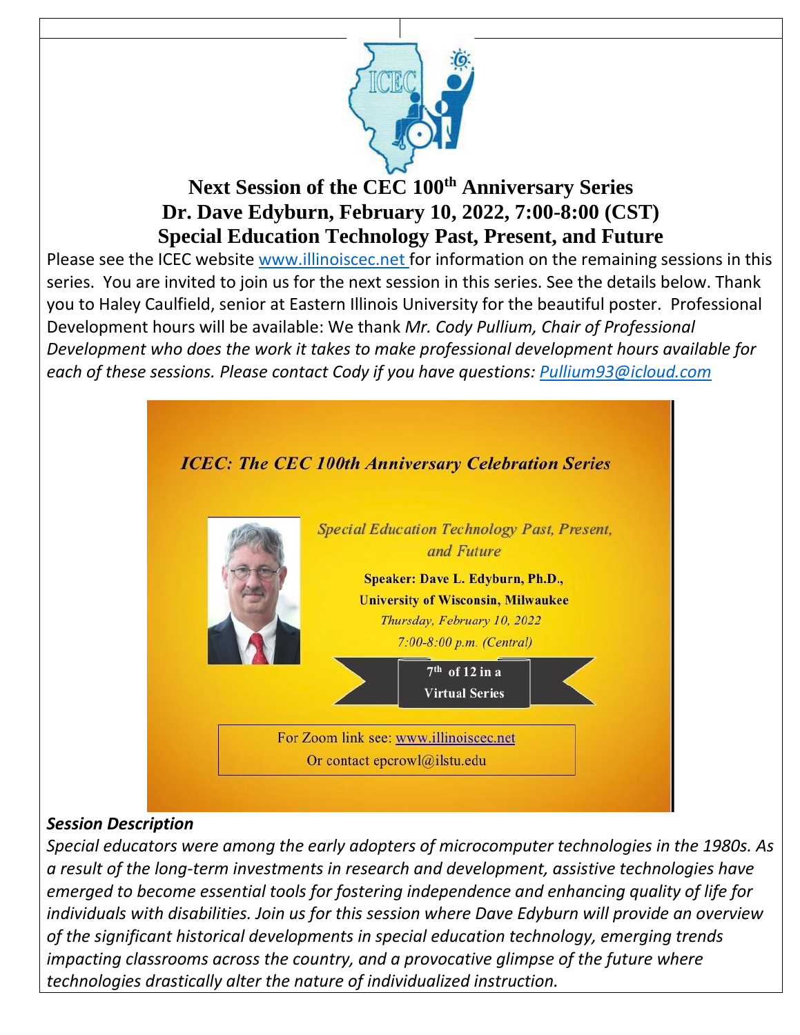# Next Session of the CEC 100th Anniversary Series
# Dr. Dave Edyburn, February 10, 2022, 7:00-8:00 (CST)
# Special Education Technology Past, Present, and Future

Please see the ICEC website www.illinoiscec.net for information on the remaining sessions in this series. You are invited to join us for the next session in this series. See the details below. Thank you to Haley Caulfield, senior at Eastern Illinois University for the beautiful poster. Professional Development hours will be available: We thank *Mr. Cody Pullium, Chair of Professional Development who does the work it takes to make professional development hours available for each of these sessions. Please contact Cody if you have questions: Pullium93@icloud.com*

***ICEC: The CEC 100th Anniversary Celebration Series***

*Special Education Technology Past, Present, and Future*

**Speaker: Dave L. Edyburn, Ph.D.,**
**University of Wisconsin, Milwaukee**

*Thursday, February 10, 2022*
*7:00-8:00 p.m. (Central)*

**7th of 12 in a Virtual Series**

For Zoom link see: www.illinoiscec.net
Or contact epcrowl@ilstu.edu

### *Session Description*

*Special educators were among the early adopters of microcomputer technologies in the 1980s. As a result of the long-term investments in research and development, assistive technologies have emerged to become essential tools for fostering independence and enhancing quality of life for individuals with disabilities. Join us for this session where Dave Edyburn will provide an overview of the significant historical developments in special education technology, emerging trends impacting classrooms across the country, and a provocative glimpse of the future where technologies drastically alter the nature of individualized instruction.*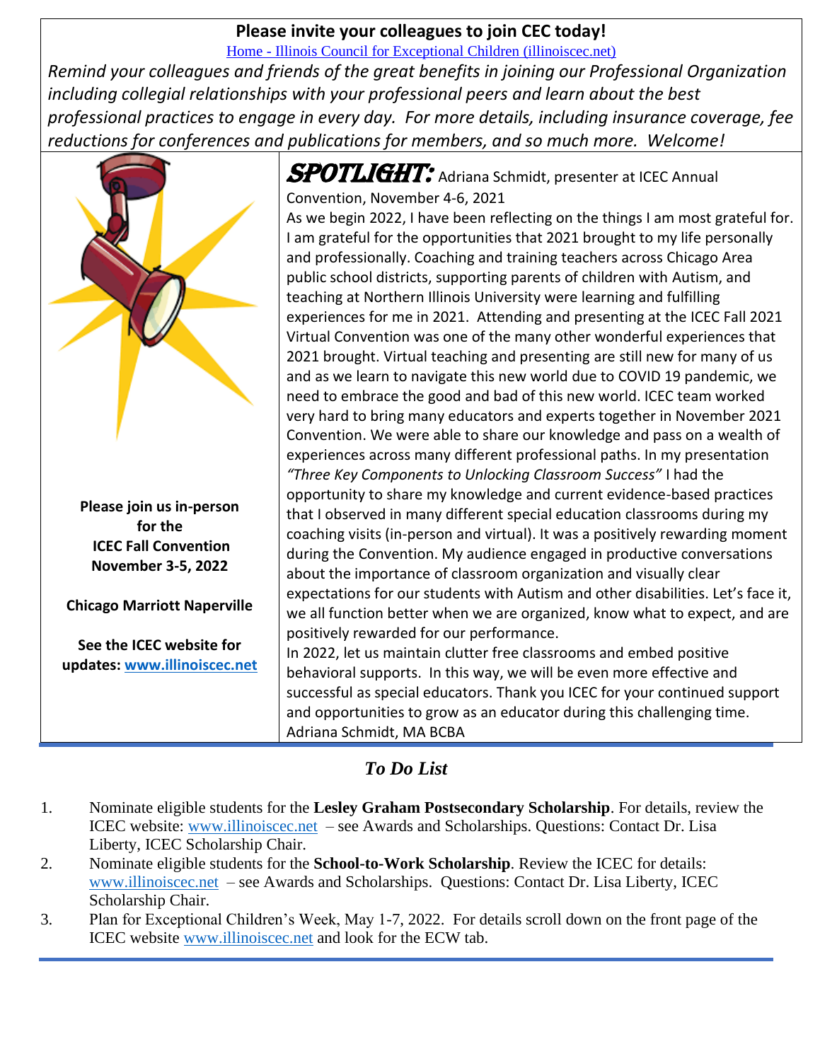**Please invite your colleagues to join CEC today!**

[Home - Illinois Council for Exceptional Children (illinoiscec.net)](http://illinoiscec.net)

*Remind your colleagues and friends of the great benefits in joining our Professional Organization including collegial relationships with your professional peers and learn about the best professional practices to engage in every day. For more details, including insurance coverage, fee reductions for conferences and publications for members, and so much more. Welcome!*

**Please join us in-person for the ICEC Fall Convention November 3-5, 2022**

**Chicago Marriott Naperville**

**See the ICEC website for updates: [www.illinoiscec.net](http://www.illinoiscec.net)**

**SPOTLIGHT:** Adriana Schmidt, presenter at ICEC Annual Convention, November 4-6, 2021

As we begin 2022, I have been reflecting on the things I am most grateful for. I am grateful for the opportunities that 2021 brought to my life personally and professionally. Coaching and training teachers across Chicago Area public school districts, supporting parents of children with Autism, and teaching at Northern Illinois University were learning and fulfilling experiences for me in 2021. Attending and presenting at the ICEC Fall 2021 Virtual Convention was one of the many other wonderful experiences that 2021 brought. Virtual teaching and presenting are still new for many of us and as we learn to navigate this new world due to COVID 19 pandemic, we need to embrace the good and bad of this new world. ICEC team worked very hard to bring many educators and experts together in November 2021 Convention. We were able to share our knowledge and pass on a wealth of experiences across many different professional paths. In my presentation *"Three Key Components to Unlocking Classroom Success"* I had the opportunity to share my knowledge and current evidence-based practices that I observed in many different special education classrooms during my coaching visits (in-person and virtual). It was a positively rewarding moment during the Convention. My audience engaged in productive conversations about the importance of classroom organization and visually clear expectations for our students with Autism and other disabilities. Let's face it, we all function better when we are organized, know what to expect, and are positively rewarded for our performance.

In 2022, let us maintain clutter free classrooms and embed positive behavioral supports. In this way, we will be even more effective and successful as special educators. Thank you ICEC for your continued support and opportunities to grow as an educator during this challenging time.

Adriana Schmidt, MA BCBA

## *To Do List*

1. Nominate eligible students for the **Lesley Graham Postsecondary Scholarship**. For details, review the ICEC website: [www.illinoiscec.net](http://www.illinoiscec.net) – see Awards and Scholarships. Questions: Contact Dr. Lisa Liberty, ICEC Scholarship Chair.
2. Nominate eligible students for the **School-to-Work Scholarship**. Review the ICEC for details: [www.illinoiscec.net](http://www.illinoiscec.net) – see Awards and Scholarships. Questions: Contact Dr. Lisa Liberty, ICEC Scholarship Chair.
3. Plan for Exceptional Children's Week, May 1-7, 2022. For details scroll down on the front page of the ICEC website [www.illinoiscec.net](http://www.illinoiscec.net) and look for the ECW tab.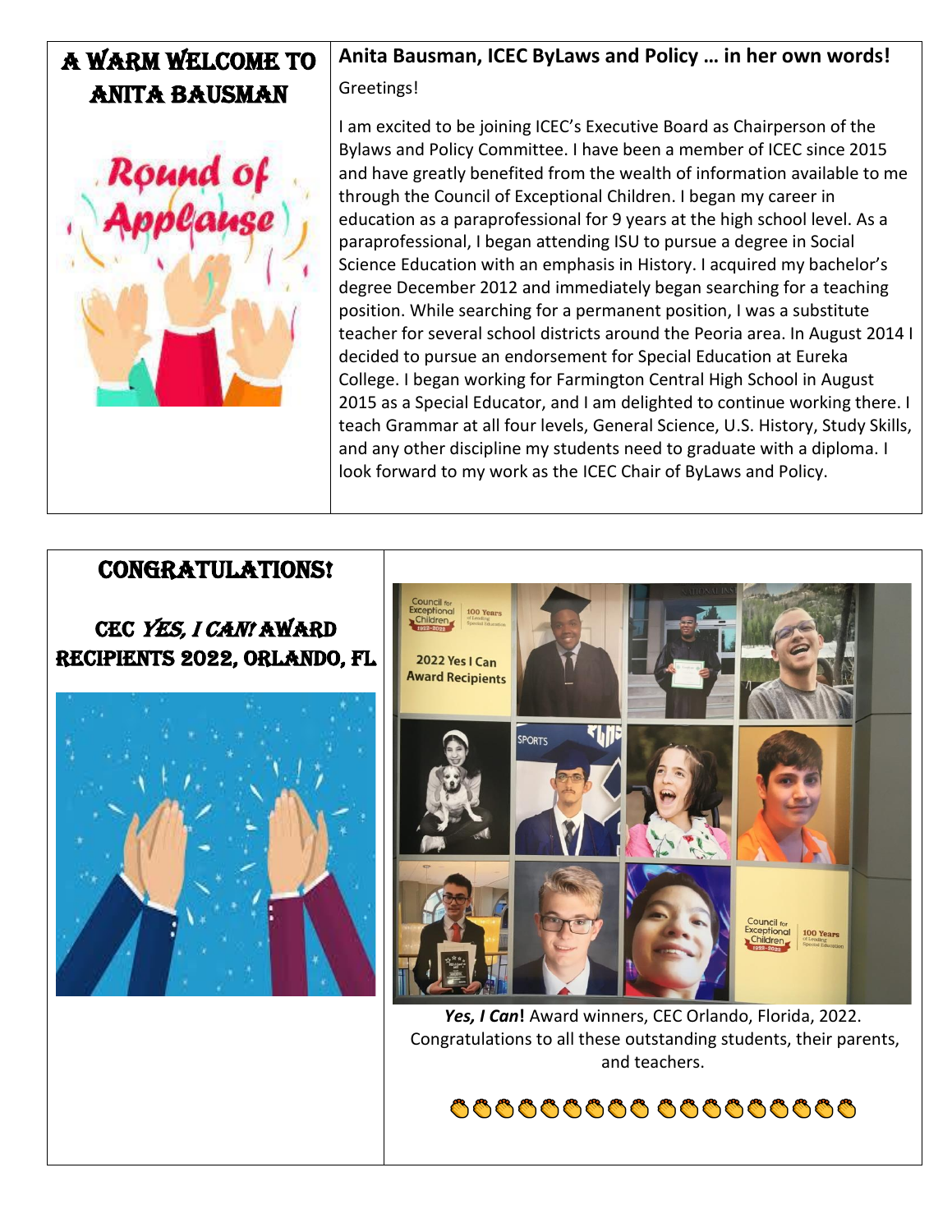## A WARM WELCOME TO ANITA BAUSMAN

### Anita Bausman, ICEC ByLaws and Policy … in her own words!

Greetings!

I am excited to be joining ICEC's Executive Board as Chairperson of the Bylaws and Policy Committee. I have been a member of ICEC since 2015 and have greatly benefited from the wealth of information available to me through the Council of Exceptional Children. I began my career in education as a paraprofessional for 9 years at the high school level. As a paraprofessional, I began attending ISU to pursue a degree in Social Science Education with an emphasis in History. I acquired my bachelor's degree December 2012 and immediately began searching for a teaching position. While searching for a permanent position, I was a substitute teacher for several school districts around the Peoria area. In August 2014 I decided to pursue an endorsement for Special Education at Eureka College. I began working for Farmington Central High School in August 2015 as a Special Educator, and I am delighted to continue working there. I teach Grammar at all four levels, General Science, U.S. History, Study Skills, and any other discipline my students need to graduate with a diploma. I look forward to my work as the ICEC Chair of ByLaws and Policy.

## CONGRATULATIONS!

### CEC *YES, I CAN!* AWARD RECIPIENTS 2022, ORLANDO, FL

***Yes, I Can*!** Award winners, CEC Orlando, Florida, 2022. Congratulations to all these outstanding students, their parents, and teachers.

👏👏👏👏👏👏👏👏👏 👏👏👏👏👏👏👏👏👏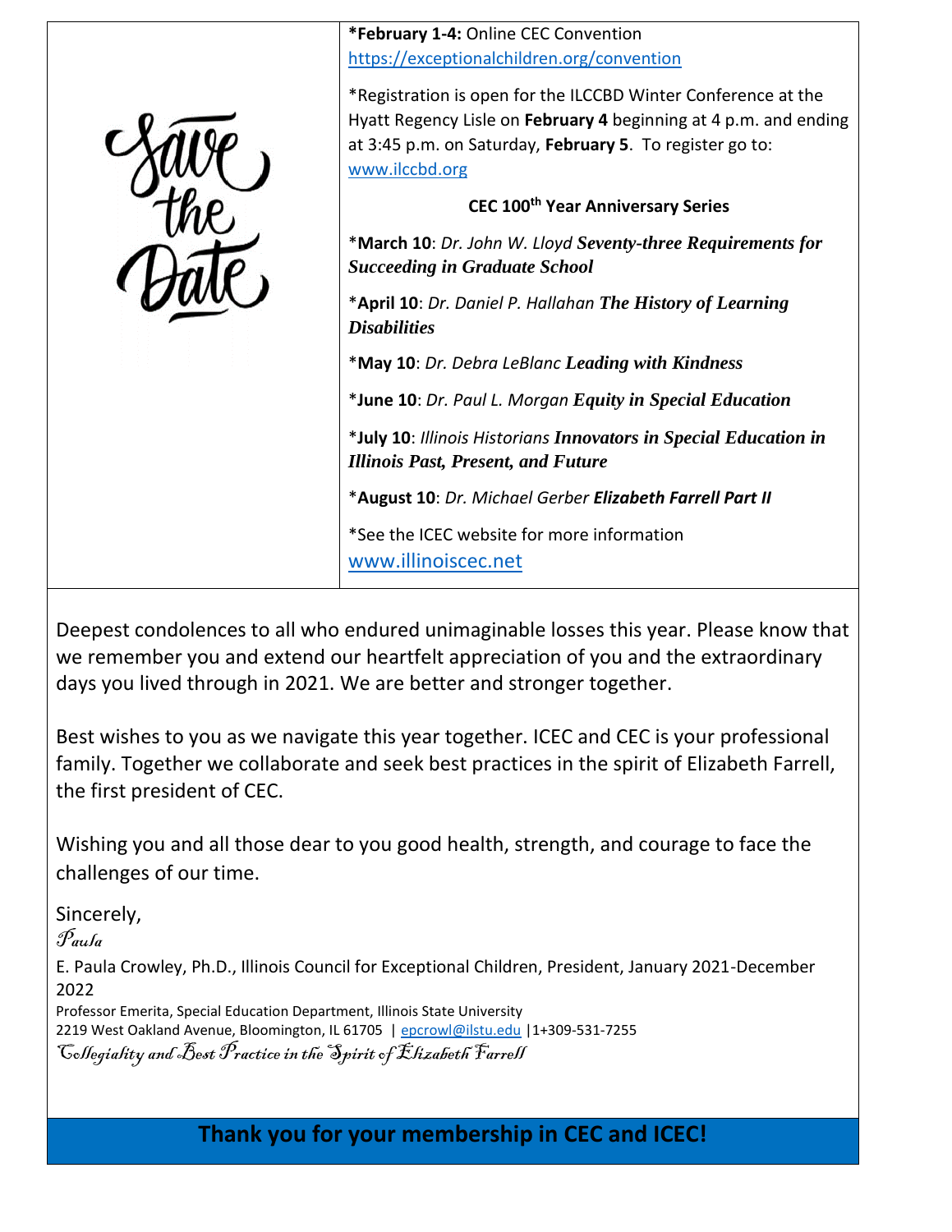Save the Date

***February 1-4:** Online CEC Convention
https://exceptionalchildren.org/convention

*Registration is open for the ILCCBD Winter Conference at the Hyatt Regency Lisle on **February 4** beginning at 4 p.m. and ending at 3:45 p.m. on Saturday, **February 5**. To register go to: www.ilccbd.org

**CEC 100th Year Anniversary Series**

***March 10**: *Dr. John W. Lloyd* ***Seventy-three Requirements for Succeeding in Graduate School***

***April 10**: *Dr. Daniel P. Hallahan* ***The History of Learning Disabilities***

***May 10**: *Dr. Debra LeBlanc* ***Leading with Kindness***

***June 10**: *Dr. Paul L. Morgan* ***Equity in Special Education***

***July 10**: *Illinois Historians* ***Innovators in Special Education in Illinois Past, Present, and Future***

***August 10**: *Dr. Michael Gerber* ***Elizabeth Farrell Part II***

*See the ICEC website for more information
www.illinoiscec.net

Deepest condolences to all who endured unimaginable losses this year. Please know that we remember you and extend our heartfelt appreciation of you and the extraordinary days you lived through in 2021. We are better and stronger together.

Best wishes to you as we navigate this year together. ICEC and CEC is your professional family. Together we collaborate and seek best practices in the spirit of Elizabeth Farrell, the first president of CEC.

Wishing you and all those dear to you good health, strength, and courage to face the challenges of our time.

Sincerely,

*Paula*

E. Paula Crowley, Ph.D., Illinois Council for Exceptional Children, President, January 2021-December 2022

Professor Emerita, Special Education Department, Illinois State University

2219 West Oakland Avenue, Bloomington, IL 61705 | epcrowl@ilstu.edu |1+309-531-7255

*Collegiality and Best Practice in the Spirit of Elizabeth Farrell*

**Thank you for your membership in CEC and ICEC!**